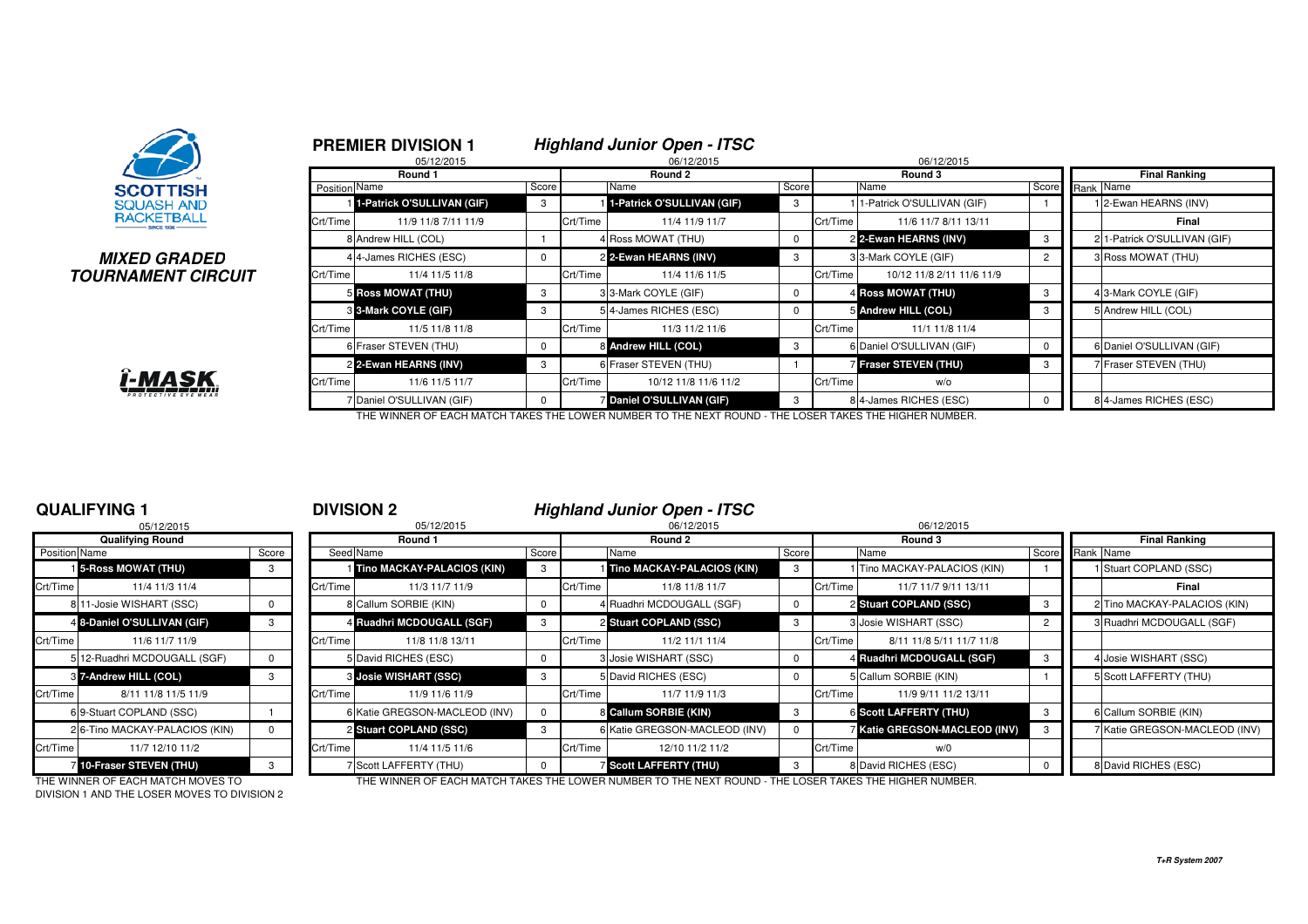**SCOTTISH SQUASH AND RACKETBALL**

***MIXED GRADED TOURNAMENT CIRCUIT***

## PREMIER DIVISION 1

### *Highland Junior Open - ITSC*

| Round 1 (05/12/2015) | | | Round 2 (06/12/2015) | | | Round 3 (06/12/2015) | | | Final Ranking | |
|---|---|---|---|---|---|---|---|---|---|---|
| Position | Name | Score | | Name | Score | | Name | Score | Rank | Name |
| 1 | **1-Patrick O'SULLIVAN (GIF)** | 3 | 1 | **1-Patrick O'SULLIVAN (GIF)** | 3 | 1 | 1-Patrick O'SULLIVAN (GIF) | 1 | 1 | 2-Ewan HEARNS (INV) |
| Crt/Time | 11/9 11/8 7/11 11/9 | | Crt/Time | 11/4 11/9 11/7 | | Crt/Time | 11/6 11/7 8/11 13/11 | | | **Final** |
| 8 | Andrew HILL (COL) | 1 | 4 | Ross MOWAT (THU) | 0 | 2 | **2-Ewan HEARNS (INV)** | 3 | 2 | 1-Patrick O'SULLIVAN (GIF) |
| 4 | 4-James RICHES (ESC) | 0 | 2 | **2-Ewan HEARNS (INV)** | 3 | 3 | 3-Mark COYLE (GIF) | 2 | 3 | Ross MOWAT (THU) |
| Crt/Time | 11/4 11/5 11/8 | | Crt/Time | 11/4 11/6 11/5 | | Crt/Time | 10/12 11/8 2/11 11/6 11/9 | | | |
| 5 | **Ross MOWAT (THU)** | 3 | 3 | 3-Mark COYLE (GIF) | 0 | 4 | **Ross MOWAT (THU)** | 3 | 4 | 3-Mark COYLE (GIF) |
| 3 | **3-Mark COYLE (GIF)** | 3 | 5 | 4-James RICHES (ESC) | 0 | 5 | **Andrew HILL (COL)** | 3 | 5 | Andrew HILL (COL) |
| Crt/Time | 11/5 11/8 11/8 | | Crt/Time | 11/3 11/2 11/6 | | Crt/Time | 11/1 11/8 11/4 | | | |
| 6 | Fraser STEVEN (THU) | 0 | 8 | **Andrew HILL (COL)** | 3 | 6 | Daniel O'SULLIVAN (GIF) | 0 | 6 | Daniel O'SULLIVAN (GIF) |
| 2 | **2-Ewan HEARNS (INV)** | 3 | 6 | Fraser STEVEN (THU) | 1 | 7 | **Fraser STEVEN (THU)** | 3 | 7 | Fraser STEVEN (THU) |
| Crt/Time | 11/6 11/5 11/7 | | Crt/Time | 10/12 11/8 11/6 11/2 | | Crt/Time | w/o | | | |
| 7 | Daniel O'SULLIVAN (GIF) | 0 | 7 | **Daniel O'SULLIVAN (GIF)** | 3 | 8 | 4-James RICHES (ESC) | 0 | 8 | 4-James RICHES (ESC) |

THE WINNER OF EACH MATCH TAKES THE LOWER NUMBER TO THE NEXT ROUND - THE LOSER TAKES THE HIGHER NUMBER.

## QUALIFYING 1

| Qualifying Round (05/12/2015) | | |
|---|---|---|
| Position | Name | Score |
| 1 | **5-Ross MOWAT (THU)** | 3 |
| Crt/Time | 11/4 11/3 11/4 | |
| 8 | 11-Josie WISHART (SSC) | 0 |
| 4 | **8-Daniel O'SULLIVAN (GIF)** | 3 |
| Crt/Time | 11/6 11/7 11/9 | |
| 5 | 12-Ruadhri MCDOUGALL (SGF) | 0 |
| 3 | **7-Andrew HILL (COL)** | 3 |
| Crt/Time | 8/11 11/8 11/5 11/9 | |
| 6 | 9-Stuart COPLAND (SSC) | 1 |
| 2 | 6-Tino MACKAY-PALACIOS (KIN) | 0 |
| Crt/Time | 11/7 12/10 11/2 | |
| 7 | **10-Fraser STEVEN (THU)** | 3 |

THE WINNER OF EACH MATCH MOVES TO DIVISION 1 AND THE LOSER MOVES TO DIVISION 2

## DIVISION 2

### *Highland Junior Open - ITSC*

| Round 1 (05/12/2015) | | | Round 2 (06/12/2015) | | | Round 3 (06/12/2015) | | | Final Ranking | |
|---|---|---|---|---|---|---|---|---|---|---|
| Seed | Name | Score | | Name | Score | | Name | Score | Rank | Name |
| 1 | **Tino MACKAY-PALACIOS (KIN)** | 3 | 1 | **Tino MACKAY-PALACIOS (KIN)** | 3 | 1 | Tino MACKAY-PALACIOS (KIN) | 1 | 1 | Stuart COPLAND (SSC) |
| Crt/Time | 11/3 11/7 11/9 | | Crt/Time | 11/8 11/8 11/7 | | Crt/Time | 11/7 11/7 9/11 13/11 | | | **Final** |
| 8 | Callum SORBIE (KIN) | 0 | 4 | Ruadhri MCDOUGALL (SGF) | 0 | 2 | **Stuart COPLAND (SSC)** | 3 | 2 | Tino MACKAY-PALACIOS (KIN) |
| 4 | **Ruadhri MCDOUGALL (SGF)** | 3 | 2 | **Stuart COPLAND (SSC)** | 3 | 3 | Josie WISHART (SSC) | 2 | 3 | Ruadhri MCDOUGALL (SGF) |
| Crt/Time | 11/8 11/8 13/11 | | Crt/Time | 11/2 11/1 11/4 | | Crt/Time | 8/11 11/8 5/11 11/7 11/8 | | | |
| 5 | David RICHES (ESC) | 0 | 3 | Josie WISHART (SSC) | 0 | 4 | **Ruadhri MCDOUGALL (SGF)** | 3 | 4 | Josie WISHART (SSC) |
| 3 | **Josie WISHART (SSC)** | 3 | 5 | David RICHES (ESC) | 0 | 5 | Callum SORBIE (KIN) | 1 | 5 | Scott LAFFERTY (THU) |
| Crt/Time | 11/9 11/6 11/9 | | Crt/Time | 11/7 11/9 11/3 | | Crt/Time | 11/9 9/11 11/2 13/11 | | | |
| 6 | Katie GREGSON-MACLEOD (INV) | 0 | 8 | **Callum SORBIE (KIN)** | 3 | 6 | **Scott LAFFERTY (THU)** | 3 | 6 | Callum SORBIE (KIN) |
| 2 | **Stuart COPLAND (SSC)** | 3 | 6 | Katie GREGSON-MACLEOD (INV) | 0 | 7 | **Katie GREGSON-MACLEOD (INV)** | 3 | 7 | Katie GREGSON-MACLEOD (INV) |
| Crt/Time | 11/4 11/5 11/6 | | Crt/Time | 12/10 11/2 11/2 | | Crt/Time | w/0 | | | |
| 7 | Scott LAFFERTY (THU) | 0 | 7 | **Scott LAFFERTY (THU)** | 3 | 8 | David RICHES (ESC) | 0 | 8 | David RICHES (ESC) |

THE WINNER OF EACH MATCH TAKES THE LOWER NUMBER TO THE NEXT ROUND - THE LOSER TAKES THE HIGHER NUMBER.

*T+R System 2007*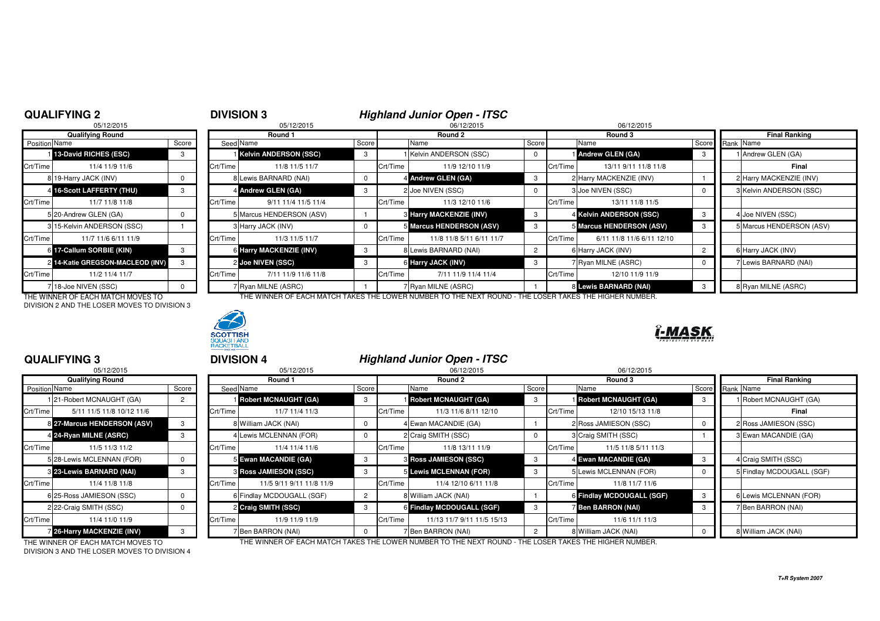## QUALIFYING 2

05/12/2015

| Position | Name | Score |
|---|---|---|
| | **Qualifying Round** | |
| 1 | **13-David RICHES (ESC)** | 3 |
| Crt/Time | 11/4 11/9 11/6 | |
| 8 | 19-Harry JACK (INV) | 0 |
| 4 | **16-Scott LAFFERTY (THU)** | 3 |
| Crt/Time | 11/7 11/8 11/8 | |
| 5 | 20-Andrew GLEN (GA) | 0 |
| 3 | 15-Kelvin ANDERSON (SSC) | 1 |
| Crt/Time | 11/7 11/6 6/11 11/9 | |
| 6 | **17-Callum SORBIE (KIN)** | 3 |
| 2 | **14-Katie GREGSON-MACLEOD (INV)** | 3 |
| Crt/Time | 11/2 11/4 11/7 | |
| 7 | 18-Joe NIVEN (SSC) | 0 |

THE WINNER OF EACH MATCH MOVES TO DIVISION 2 AND THE LOSER MOVES TO DIVISION 3

## DIVISION 3

### *Highland Junior Open - ITSC*

| Seed | Round 1 (05/12/2015) | Score | | Round 2 (06/12/2015) | Score | | Round 3 (06/12/2015) | Score | Rank | Final Ranking |
|---|---|---|---|---|---|---|---|---|---|---|
| 1 | **Kelvin ANDERSON (SSC)** | 3 | 1 | Kelvin ANDERSON (SSC) | 0 | 1 | **Andrew GLEN (GA)** | 3 | 1 | Andrew GLEN (GA) |
| Crt/Time | 11/8 11/5 11/7 | | Crt/Time | 11/9 12/10 11/9 | | Crt/Time | 13/11 9/11 11/8 11/8 | | | **Final** |
| 8 | Lewis BARNARD (NAI) | 0 | 4 | **Andrew GLEN (GA)** | 3 | 2 | Harry MACKENZIE (INV) | 1 | 2 | Harry MACKENZIE (INV) |
| 4 | **Andrew GLEN (GA)** | 3 | 2 | Joe NIVEN (SSC) | 0 | 3 | Joe NIVEN (SSC) | 0 | 3 | Kelvin ANDERSON (SSC) |
| Crt/Time | 9/11 11/4 11/5 11/4 | | Crt/Time | 11/3 12/10 11/6 | | Crt/Time | 13/11 11/8 11/5 | | | |
| 5 | Marcus HENDERSON (ASV) | 1 | 3 | **Harry MACKENZIE (INV)** | 3 | 4 | **Kelvin ANDERSON (SSC)** | 3 | 4 | Joe NIVEN (SSC) |
| 3 | Harry JACK (INV) | 0 | 5 | **Marcus HENDERSON (ASV)** | 3 | 5 | **Marcus HENDERSON (ASV)** | 3 | 5 | Marcus HENDERSON (ASV) |
| Crt/Time | 11/3 11/5 11/7 | | Crt/Time | 11/8 11/8 5/11 6/11 11/7 | | Crt/Time | 6/11 11/8 11/6 6/11 12/10 | | | |
| 6 | **Harry MACKENZIE (INV)** | 3 | 8 | Lewis BARNARD (NAI) | 2 | 6 | Harry JACK (INV) | 2 | 6 | Harry JACK (INV) |
| 2 | **Joe NIVEN (SSC)** | 3 | 6 | **Harry JACK (INV)** | 3 | 7 | Ryan MILNE (ASRC) | 0 | 7 | Lewis BARNARD (NAI) |
| Crt/Time | 7/11 11/9 11/6 11/8 | | Crt/Time | 7/11 11/9 11/4 11/4 | | Crt/Time | 12/10 11/9 11/9 | | | |
| 7 | Ryan MILNE (ASRC) | 1 | 7 | Ryan MILNE (ASRC) | 1 | 8 | **Lewis BARNARD (NAI)** | 3 | 8 | Ryan MILNE (ASRC) |

THE WINNER OF EACH MATCH TAKES THE LOWER NUMBER TO THE NEXT ROUND - THE LOSER TAKES THE HIGHER NUMBER.

## QUALIFYING 3

05/12/2015

| Position | Name | Score |
|---|---|---|
| | **Qualifying Round** | |
| 1 | 21-Robert MCNAUGHT (GA) | 2 |
| Crt/Time | 5/11 11/5 11/8 10/12 11/6 | |
| 8 | **27-Marcus HENDERSON (ASV)** | 3 |
| 4 | **24-Ryan MILNE (ASRC)** | 3 |
| Crt/Time | 11/5 11/3 11/2 | |
| 5 | 28-Lewis MCLENNAN (FOR) | 0 |
| 3 | **23-Lewis BARNARD (NAI)** | 3 |
| Crt/Time | 11/4 11/8 11/8 | |
| 6 | 25-Ross JAMIESON (SSC) | 0 |
| 2 | 22-Craig SMITH (SSC) | 0 |
| Crt/Time | 11/4 11/0 11/9 | |
| 7 | **26-Harry MACKENZIE (INV)** | 3 |

THE WINNER OF EACH MATCH MOVES TO DIVISION 3 AND THE LOSER MOVES TO DIVISION 4

## DIVISION 4

### *Highland Junior Open - ITSC*

| Seed | Round 1 (05/12/2015) | Score | | Round 2 (06/12/2015) | Score | | Round 3 (06/12/2015) | Score | Rank | Final Ranking |
|---|---|---|---|---|---|---|---|---|---|---|
| 1 | **Robert MCNAUGHT (GA)** | 3 | 1 | **Robert MCNAUGHT (GA)** | 3 | 1 | **Robert MCNAUGHT (GA)** | 3 | 1 | Robert MCNAUGHT (GA) |
| Crt/Time | 11/7 11/4 11/3 | | Crt/Time | 11/3 11/6 8/11 12/10 | | Crt/Time | 12/10 15/13 11/8 | | | **Final** |
| 8 | William JACK (NAI) | 0 | 4 | Ewan MACANDIE (GA) | 1 | 2 | Ross JAMIESON (SSC) | 0 | 2 | Ross JAMIESON (SSC) |
| 4 | Lewis MCLENNAN (FOR) | 0 | 2 | Craig SMITH (SSC) | 0 | 3 | Craig SMITH (SSC) | 1 | 3 | Ewan MACANDIE (GA) |
| Crt/Time | 11/4 11/4 11/6 | | Crt/Time | 11/8 13/11 11/9 | | Crt/Time | 11/5 11/8 5/11 11/3 | | | |
| 5 | **Ewan MACANDIE (GA)** | 3 | 3 | **Ross JAMIESON (SSC)** | 3 | 4 | **Ewan MACANDIE (GA)** | 3 | 4 | Craig SMITH (SSC) |
| 3 | **Ross JAMIESON (SSC)** | 3 | 5 | **Lewis MCLENNAN (FOR)** | 3 | 5 | Lewis MCLENNAN (FOR) | 0 | 5 | Findlay MCDOUGALL (SGF) |
| Crt/Time | 11/5 9/11 9/11 11/8 11/9 | | Crt/Time | 11/4 12/10 6/11 11/8 | | Crt/Time | 11/8 11/7 11/6 | | | |
| 6 | Findlay MCDOUGALL (SGF) | 2 | 8 | William JACK (NAI) | 1 | 6 | **Findlay MCDOUGALL (SGF)** | 3 | 6 | Lewis MCLENNAN (FOR) |
| 2 | **Craig SMITH (SSC)** | 3 | 6 | **Findlay MCDOUGALL (SGF)** | 3 | 7 | **Ben BARRON (NAI)** | 3 | 7 | Ben BARRON (NAI) |
| Crt/Time | 11/9 11/9 11/9 | | Crt/Time | 11/13 11/7 9/11 11/5 15/13 | | Crt/Time | 11/6 11/1 11/3 | | | |
| 7 | Ben BARRON (NAI) | 0 | 7 | Ben BARRON (NAI) | 2 | 8 | William JACK (NAI) | 0 | 8 | William JACK (NAI) |

THE WINNER OF EACH MATCH TAKES THE LOWER NUMBER TO THE NEXT ROUND - THE LOSER TAKES THE HIGHER NUMBER.

*T+R System 2007*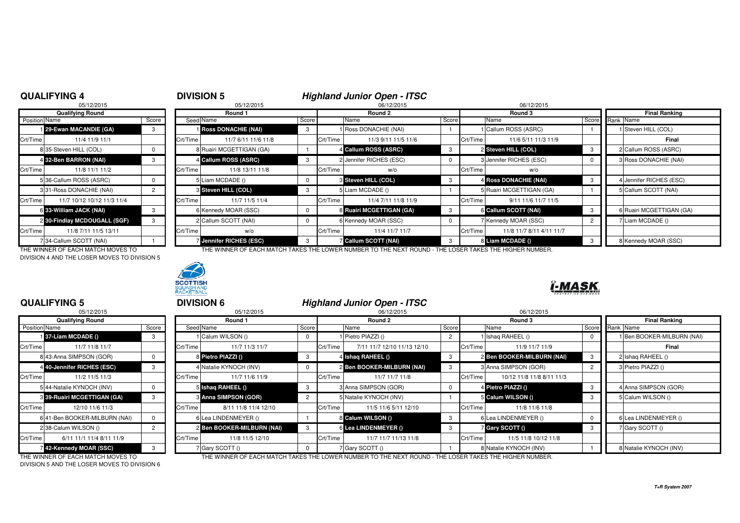## QUALIFYING 4

05/12/2015

| Position | Name | Score |
|---|---|---|
| | **Qualifying Round** | |
| 1 | **29-Ewan MACANDIE (GA)** | 3 |
| Crt/Time | 11/4 11/9 11/1 | |
| 8 | 35-Steven HILL (COL) | 0 |
| 4 | **32-Ben BARRON (NAI)** | 3 |
| Crt/Time | 11/8 11/1 11/2 | |
| 5 | 36-Callum ROSS (ASRC) | 0 |
| 3 | 31-Ross DONACHIE (NAI) | 2 |
| Crt/Time | 11/7 10/12 10/12 11/3 11/4 | |
| 6 | **33-William JACK (NAI)** | 3 |
| 2 | **30-Findlay MCDOUGALL (SGF)** | 3 |
| Crt/Time | 11/8 7/11 11/5 13/11 | |
| 7 | 34-Callum SCOTT (NAI) | 1 |

THE WINNER OF EACH MATCH MOVES TO DIVISION 4 AND THE LOSER MOVES TO DIVISION 5

## DIVISION 5

### *Highland Junior Open - ITSC*

| Seed | Round 1 (05/12/2015) | Score | | Round 2 (06/12/2015) | Score | | Round 3 (06/12/2015) | Score | Rank | Final Ranking |
|---|---|---|---|---|---|---|---|---|---|---|
| 1 | **Ross DONACHIE (NAI)** | 3 | 1 | Ross DONACHIE (NAI) | 1 | 1 | Callum ROSS (ASRC) | 1 | 1 | Steven HILL (COL) |
| Crt/Time | 11/7 6/11 11/6 11/8 | | Crt/Time | 11/3 9/11 11/5 11/6 | | Crt/Time | 11/6 5/11 11/3 11/9 | | | **Final** |
| 8 | Ruairi MCGETTIGAN (GA) | 1 | 4 | **Callum ROSS (ASRC)** | 3 | 2 | **Steven HILL (COL)** | 3 | 2 | Callum ROSS (ASRC) |
| 4 | **Callum ROSS (ASRC)** | 3 | 2 | Jennifer RICHES (ESC) | 0 | 3 | Jennifer RICHES (ESC) | 0 | 3 | Ross DONACHIE (NAI) |
| Crt/Time | 11/8 13/11 11/8 | | Crt/Time | w/o | | Crt/Time | w/o | | | |
| 5 | Liam MCDADE () | 0 | 3 | **Steven HILL (COL)** | 3 | 4 | **Ross DONACHIE (NAI)** | 3 | 4 | Jennifer RICHES (ESC) |
| 3 | **Steven HILL (COL)** | 3 | 5 | Liam MCDADE () | 1 | 5 | Ruairi MCGETTIGAN (GA) | 1 | 5 | Callum SCOTT (NAI) |
| Crt/Time | 11/7 11/5 11/4 | | Crt/Time | 11/4 7/11 11/8 11/9 | | Crt/Time | 9/11 11/6 11/7 11/5 | | | |
| 6 | Kennedy MOAR (SSC) | 0 | 8 | **Ruairi MCGETTIGAN (GA)** | 3 | 6 | **Callum SCOTT (NAI)** | 3 | 6 | Ruairi MCGETTIGAN (GA) |
| 2 | Callum SCOTT (NAI) | 0 | 6 | Kennedy MOAR (SSC) | 0 | 7 | Kennedy MOAR (SSC) | 2 | 7 | Liam MCDADE () |
| Crt/Time | w/o | | Crt/Time | 11/4 11/7 11/7 | | Crt/Time | 11/8 11/7 8/11 4/11 11/7 | | | |
| 7 | **Jennifer RICHES (ESC)** | 3 | 7 | **Callum SCOTT (NAI)** | 3 | 8 | **Liam MCDADE ()** | 3 | 8 | Kennedy MOAR (SSC) |

THE WINNER OF EACH MATCH TAKES THE LOWER NUMBER TO THE NEXT ROUND - THE LOSER TAKES THE HIGHER NUMBER.

## QUALIFYING 5

05/12/2015

| Position | Name | Score |
|---|---|---|
| | **Qualifying Round** | |
| 1 | **37-Liam MCDADE ()** | 3 |
| Crt/Time | 11/7 11/8 11/7 | |
| 8 | 43-Anna SIMPSON (GOR) | 0 |
| 4 | **40-Jennifer RICHES (ESC)** | 3 |
| Crt/Time | 11/2 11/5 11/3 | |
| 5 | 44-Natalie KYNOCH (INV) | 0 |
| 3 | **39-Ruairi MCGETTIGAN (GA)** | 3 |
| Crt/Time | 12/10 11/6 11/3 | |
| 6 | 41-Ben BOOKER-MILBURN (NAI) | 0 |
| 2 | 38-Calum WILSON () | 2 |
| Crt/Time | 6/11 11/1 11/4 8/11 11/9 | |
| 7 | **42-Kennedy MOAR (SSC)** | 3 |

THE WINNER OF EACH MATCH MOVES TO DIVISION 5 AND THE LOSER MOVES TO DIVISION 6

## DIVISION 6

### *Highland Junior Open - ITSC*

| Seed | Round 1 (05/12/2015) | Score | | Round 2 (06/12/2015) | Score | | Round 3 (06/12/2015) | Score | Rank | Final Ranking |
|---|---|---|---|---|---|---|---|---|---|---|
| 1 | Calum WILSON () | 0 | 1 | Pietro PIAZZI () | 2 | 1 | Ishaq RAHEEL () | 0 | 1 | Ben BOOKER-MILBURN (NAI) |
| Crt/Time | 11/7 11/3 11/7 | | Crt/Time | 7/11 11/7 12/10 11/13 12/10 | | Crt/Time | 11/9 11/7 11/9 | | | **Final** |
| 8 | **Pietro PIAZZI ()** | 3 | 4 | **Ishaq RAHEEL ()** | 3 | 2 | **Ben BOOKER-MILBURN (NAI)** | 3 | 2 | Ishaq RAHEEL () |
| 4 | Natalie KYNOCH (INV) | 0 | 2 | **Ben BOOKER-MILBURN (NAI)** | 3 | 3 | Anna SIMPSON (GOR) | 2 | 3 | Pietro PIAZZI () |
| Crt/Time | 11/7 11/6 11/9 | | Crt/Time | 11/7 11/7 11/8 | | Crt/Time | 10/12 11/8 11/8 8/11 11/3 | | | |
| 5 | **Ishaq RAHEEL ()** | 3 | 3 | Anna SIMPSON (GOR) | 0 | 4 | **Pietro PIAZZI ()** | 3 | 4 | Anna SIMPSON (GOR) |
| 3 | **Anna SIMPSON (GOR)** | 2 | 5 | Natalie KYNOCH (INV) | 1 | 5 | **Calum WILSON ()** | 3 | 5 | Calum WILSON () |
| Crt/Time | 8/11 11/8 11/4 12/10 | | Crt/Time | 11/5 11/6 5/11 12/10 | | Crt/Time | 11/8 11/6 11/8 | | | |
| 6 | Lea LINDENMEYER () | 1 | 8 | **Calum WILSON ()** | 3 | 6 | Lea LINDENMEYER () | 0 | 6 | Lea LINDENMEYER () |
| 2 | **Ben BOOKER-MILBURN (NAI)** | 3 | 6 | **Lea LINDENMEYER ()** | 3 | 7 | **Gary SCOTT ()** | 3 | 7 | Gary SCOTT () |
| Crt/Time | 11/8 11/5 12/10 | | Crt/Time | 11/7 11/7 11/13 11/8 | | Crt/Time | 11/5 11/8 10/12 11/8 | | | |
| 7 | Gary SCOTT () | 0 | 7 | Gary SCOTT () | 1 | 8 | Natalie KYNOCH (INV) | 1 | 8 | Natalie KYNOCH (INV) |

THE WINNER OF EACH MATCH TAKES THE LOWER NUMBER TO THE NEXT ROUND - THE LOSER TAKES THE HIGHER NUMBER.

T+R System 2007